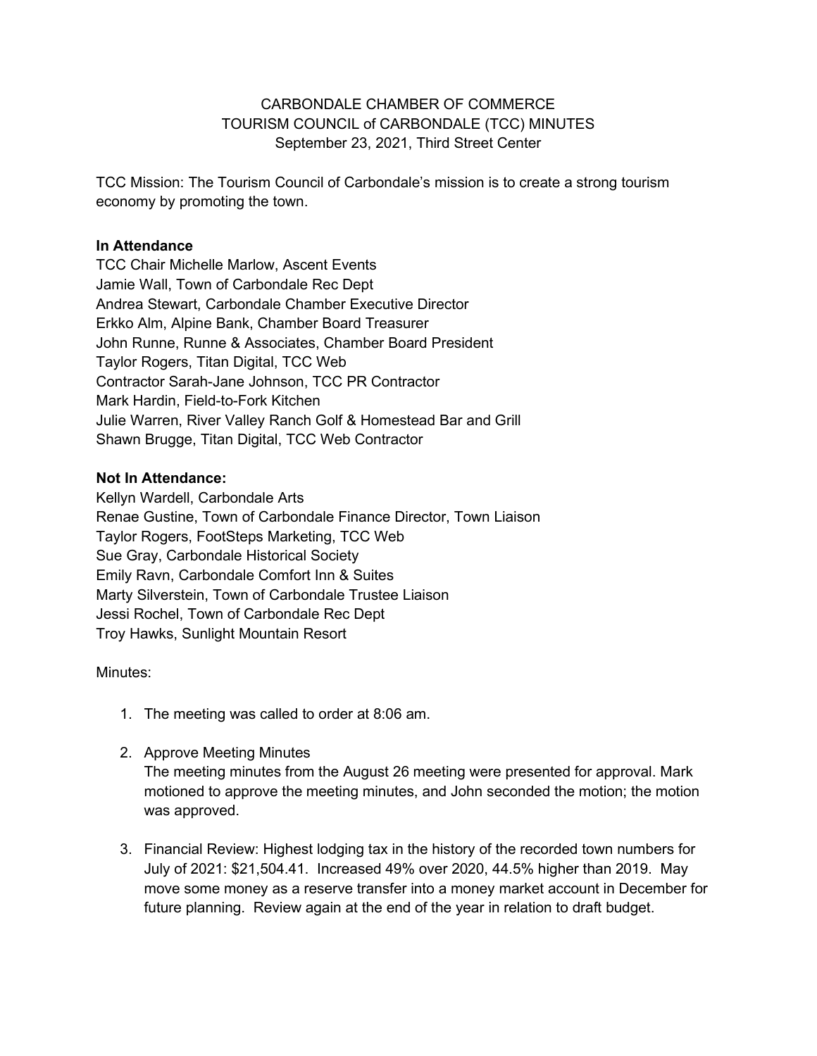CARBONDALE CHAMBER OF COMMERCE
TOURISM COUNCIL of CARBONDALE (TCC) MINUTES
September 23, 2021, Third Street Center

TCC Mission: The Tourism Council of Carbondale's mission is to create a strong tourism economy by promoting the town.

**In Attendance**

TCC Chair Michelle Marlow, Ascent Events
Jamie Wall, Town of Carbondale Rec Dept
Andrea Stewart, Carbondale Chamber Executive Director
Erkko Alm, Alpine Bank, Chamber Board Treasurer
John Runne, Runne & Associates, Chamber Board President
Taylor Rogers, Titan Digital, TCC Web
Contractor Sarah-Jane Johnson, TCC PR Contractor
Mark Hardin, Field-to-Fork Kitchen
Julie Warren, River Valley Ranch Golf & Homestead Bar and Grill
Shawn Brugge, Titan Digital, TCC Web Contractor

**Not In Attendance:**

Kellyn Wardell, Carbondale Arts
Renae Gustine, Town of Carbondale Finance Director, Town Liaison
Taylor Rogers, FootSteps Marketing, TCC Web
Sue Gray, Carbondale Historical Society
Emily Ravn, Carbondale Comfort Inn & Suites
Marty Silverstein, Town of Carbondale Trustee Liaison
Jessi Rochel, Town of Carbondale Rec Dept
Troy Hawks, Sunlight Mountain Resort

Minutes:

1. The meeting was called to order at 8:06 am.

2. Approve Meeting Minutes
   The meeting minutes from the August 26 meeting were presented for approval. Mark motioned to approve the meeting minutes, and John seconded the motion; the motion was approved.

3. Financial Review: Highest lodging tax in the history of the recorded town numbers for July of 2021: $21,504.41. Increased 49% over 2020, 44.5% higher than 2019. May move some money as a reserve transfer into a money market account in December for future planning. Review again at the end of the year in relation to draft budget.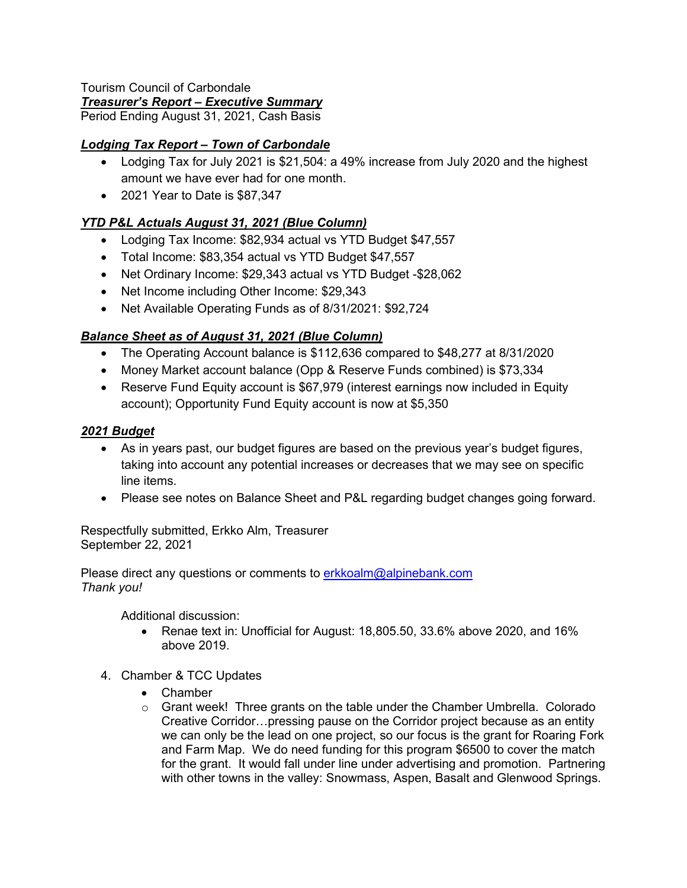Tourism Council of Carbondale

***<u>Treasurer's Report – Executive Summary</u>***

Period Ending August 31, 2021, Cash Basis

***<u>Lodging Tax Report – Town of Carbondale</u>***

- Lodging Tax for July 2021 is $21,504: a 49% increase from July 2020 and the highest amount we have ever had for one month.
- 2021 Year to Date is $87,347

***<u>YTD P&L Actuals August 31, 2021 (Blue Column)</u>***

- Lodging Tax Income: $82,934 actual vs YTD Budget $47,557
- Total Income: $83,354 actual vs YTD Budget $47,557
- Net Ordinary Income: $29,343 actual vs YTD Budget -$28,062
- Net Income including Other Income: $29,343
- Net Available Operating Funds as of 8/31/2021: $92,724

***<u>Balance Sheet as of August 31, 2021 (Blue Column)</u>***

- The Operating Account balance is $112,636 compared to $48,277 at 8/31/2020
- Money Market account balance (Opp & Reserve Funds combined) is $73,334
- Reserve Fund Equity account is $67,979 (interest earnings now included in Equity account); Opportunity Fund Equity account is now at $5,350

***<u>2021 Budget</u>***

- As in years past, our budget figures are based on the previous year's budget figures, taking into account any potential increases or decreases that we may see on specific line items.
- Please see notes on Balance Sheet and P&L regarding budget changes going forward.

Respectfully submitted, Erkko Alm, Treasurer
September 22, 2021

Please direct any questions or comments to erkkoalm@alpinebank.com
*Thank you!*

Additional discussion:

- Renae text in: Unofficial for August: 18,805.50, 33.6% above 2020, and 16% above 2019.

4. Chamber & TCC Updates
   - Chamber
     - Grant week! Three grants on the table under the Chamber Umbrella. Colorado Creative Corridor…pressing pause on the Corridor project because as an entity we can only be the lead on one project, so our focus is the grant for Roaring Fork and Farm Map. We do need funding for this program $6500 to cover the match for the grant. It would fall under line under advertising and promotion. Partnering with other towns in the valley: Snowmass, Aspen, Basalt and Glenwood Springs.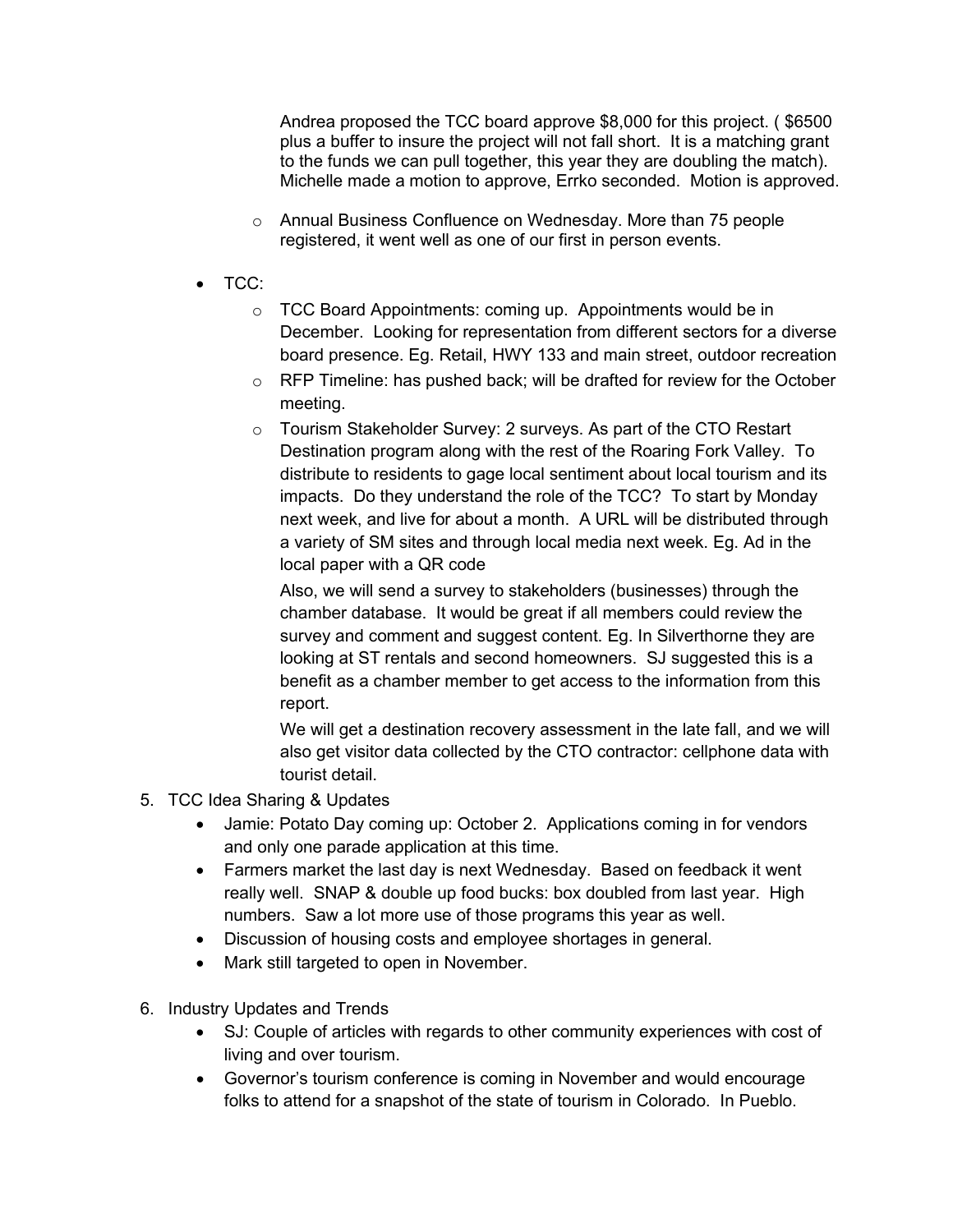Andrea proposed the TCC board approve $8,000 for this project. ( $6500 plus a buffer to insure the project will not fall short. It is a matching grant to the funds we can pull together, this year they are doubling the match). Michelle made a motion to approve, Errko seconded. Motion is approved.

  - Annual Business Confluence on Wednesday. More than 75 people registered, it went well as one of our first in person events.

- TCC:
  - TCC Board Appointments: coming up. Appointments would be in December. Looking for representation from different sectors for a diverse board presence. Eg. Retail, HWY 133 and main street, outdoor recreation
  - RFP Timeline: has pushed back; will be drafted for review for the October meeting.
  - Tourism Stakeholder Survey: 2 surveys. As part of the CTO Restart Destination program along with the rest of the Roaring Fork Valley. To distribute to residents to gage local sentiment about local tourism and its impacts. Do they understand the role of the TCC? To start by Monday next week, and live for about a month. A URL will be distributed through a variety of SM sites and through local media next week. Eg. Ad in the local paper with a QR code

    Also, we will send a survey to stakeholders (businesses) through the chamber database. It would be great if all members could review the survey and comment and suggest content. Eg. In Silverthorne they are looking at ST rentals and second homeowners. SJ suggested this is a benefit as a chamber member to get access to the information from this report.

    We will get a destination recovery assessment in the late fall, and we will also get visitor data collected by the CTO contractor: cellphone data with tourist detail.

5. TCC Idea Sharing & Updates
   - Jamie: Potato Day coming up: October 2. Applications coming in for vendors and only one parade application at this time.
   - Farmers market the last day is next Wednesday. Based on feedback it went really well. SNAP & double up food bucks: box doubled from last year. High numbers. Saw a lot more use of those programs this year as well.
   - Discussion of housing costs and employee shortages in general.
   - Mark still targeted to open in November.

6. Industry Updates and Trends
   - SJ: Couple of articles with regards to other community experiences with cost of living and over tourism.
   - Governor's tourism conference is coming in November and would encourage folks to attend for a snapshot of the state of tourism in Colorado. In Pueblo.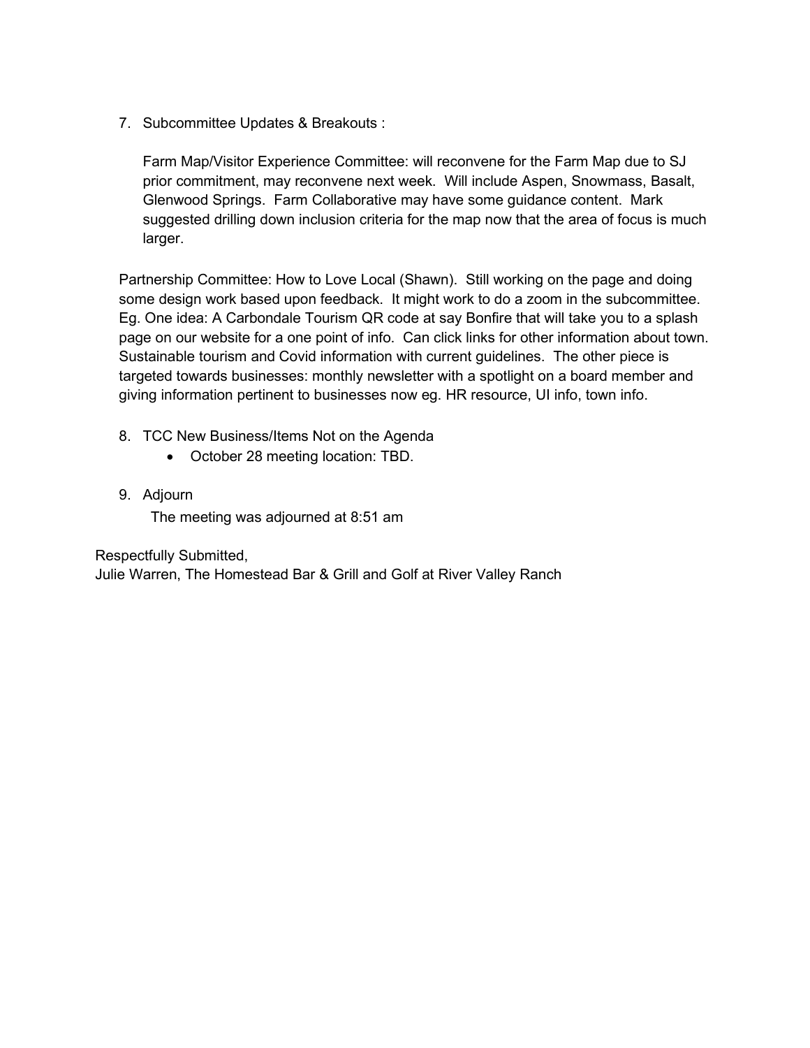7. Subcommittee Updates & Breakouts :

   Farm Map/Visitor Experience Committee: will reconvene for the Farm Map due to SJ prior commitment, may reconvene next week. Will include Aspen, Snowmass, Basalt, Glenwood Springs. Farm Collaborative may have some guidance content. Mark suggested drilling down inclusion criteria for the map now that the area of focus is much larger.

Partnership Committee: How to Love Local (Shawn). Still working on the page and doing some design work based upon feedback. It might work to do a zoom in the subcommittee. Eg. One idea: A Carbondale Tourism QR code at say Bonfire that will take you to a splash page on our website for a one point of info. Can click links for other information about town. Sustainable tourism and Covid information with current guidelines. The other piece is targeted towards businesses: monthly newsletter with a spotlight on a board member and giving information pertinent to businesses now eg. HR resource, UI info, town info.

8. TCC New Business/Items Not on the Agenda
   - October 28 meeting location: TBD.

9. Adjourn

   The meeting was adjourned at 8:51 am

Respectfully Submitted,
Julie Warren, The Homestead Bar & Grill and Golf at River Valley Ranch